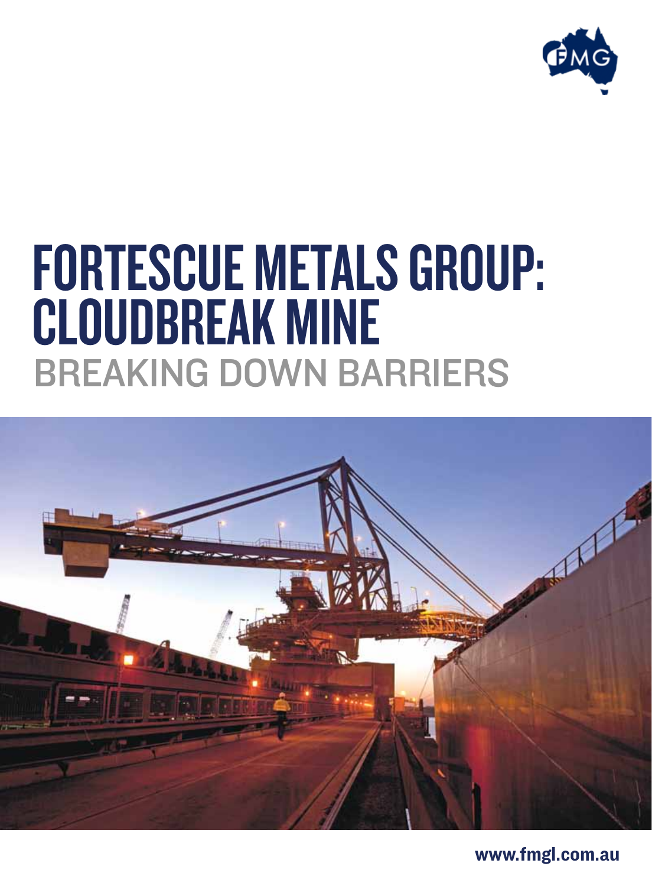# FORTESCUE METALS GROUP: CLOUDBREAK MINE

## BREAKING DOWN BARRIERS

www.fmgl.com.au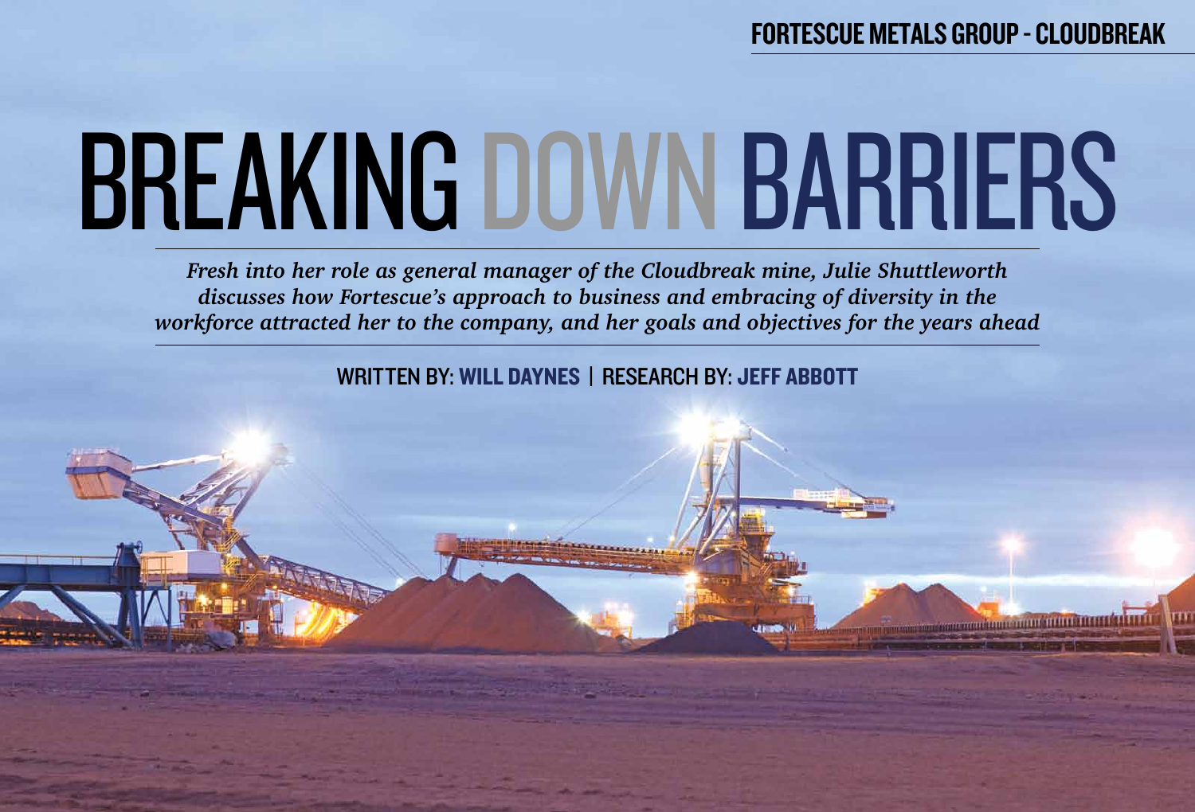# BREAKING DOWN BARRIERS

*Fresh into her role as general manager of the Cloudbreak mine, Julie Shuttleworth discusses how Fortescue's approach to business and embracing of diversity in the workforce attracted her to the company, and her goals and objectives for the years ahead*

WRITTEN BY: **WILL DAYNES** | RESEARCH BY: **JEFF ABBOTT**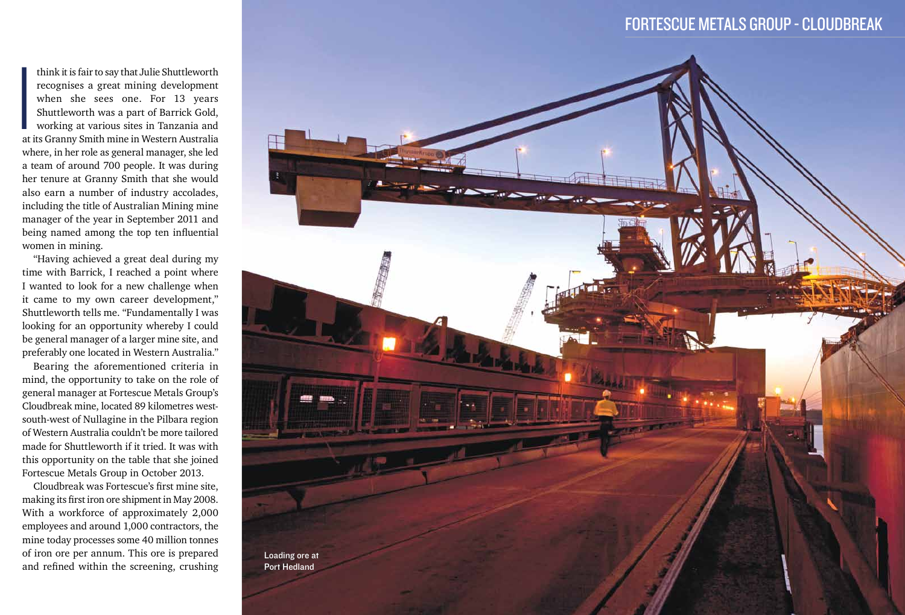I think it is fair to say that Julie Shuttleworth recognises a great mining development when she sees one. For 13 years Shuttleworth was a part of Barrick Gold, working at various sites in Tanzania and at its Granny Smith mine in Western Australia where, in her role as general manager, she led a team of around 700 people. It was during her tenure at Granny Smith that she would also earn a number of industry accolades, including the title of Australian Mining mine manager of the year in September 2011 and being named among the top ten influential women in mining.

"Having achieved a great deal during my time with Barrick, I reached a point where I wanted to look for a new challenge when it came to my own career development," Shuttleworth tells me. "Fundamentally I was looking for an opportunity whereby I could be general manager of a larger mine site, and preferably one located in Western Australia."

Bearing the aforementioned criteria in mind, the opportunity to take on the role of general manager at Fortescue Metals Group's Cloudbreak mine, located 89 kilometres west-south-west of Nullagine in the Pilbara region of Western Australia couldn't be more tailored made for Shuttleworth if it tried. It was with this opportunity on the table that she joined Fortescue Metals Group in October 2013.

Cloudbreak was Fortescue's first mine site, making its first iron ore shipment in May 2008. With a workforce of approximately 2,000 employees and around 1,000 contractors, the mine today processes some 40 million tonnes of iron ore per annum. This ore is prepared and refined within the screening, crushing

Loading ore at Port Hedland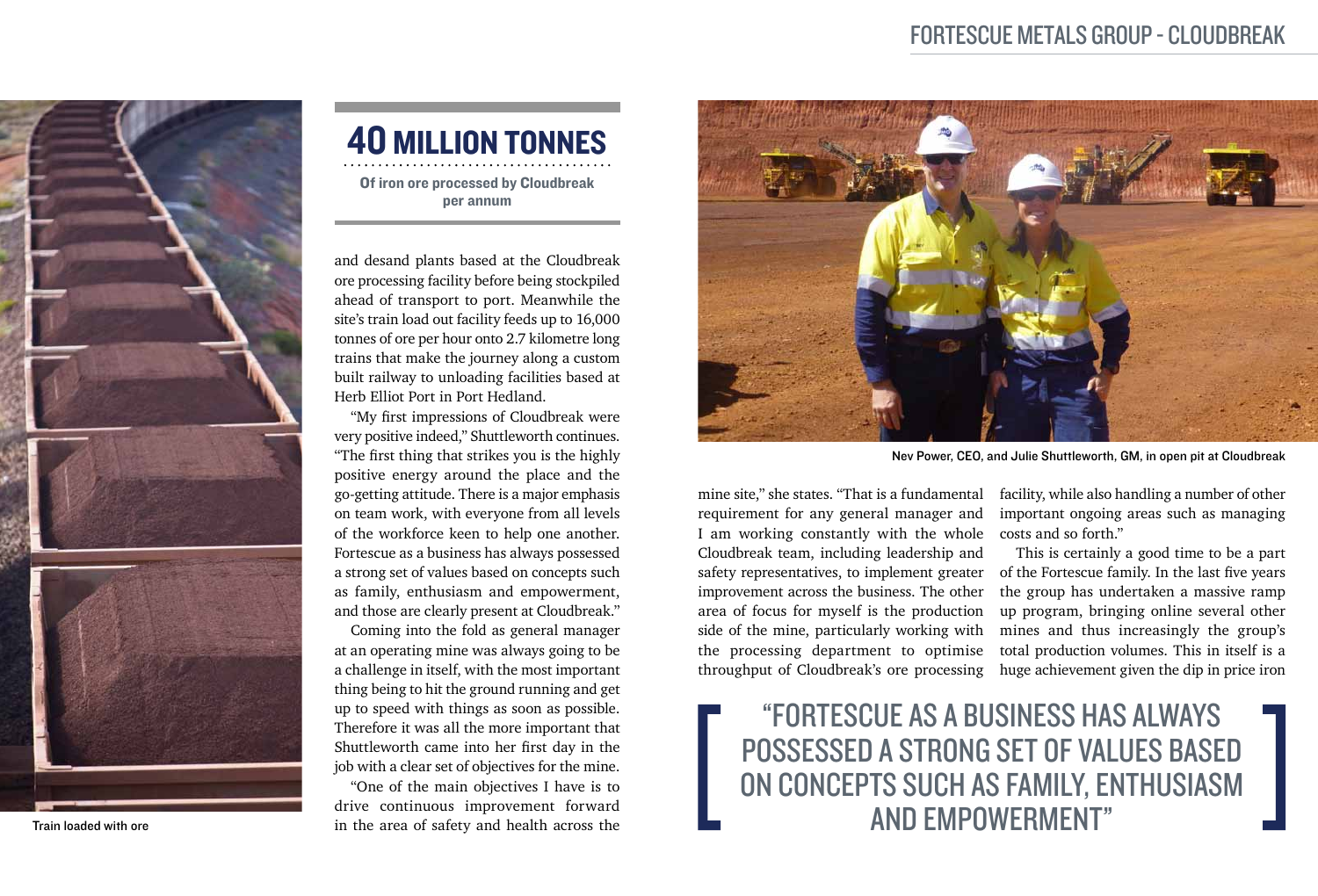## 40 MILLION TONNES

**Of iron ore processed by Cloudbreak per annum**

and desand plants based at the Cloudbreak ore processing facility before being stockpiled ahead of transport to port. Meanwhile the site's train load out facility feeds up to 16,000 tonnes of ore per hour onto 2.7 kilometre long trains that make the journey along a custom built railway to unloading facilities based at Herb Elliot Port in Port Hedland.

"My first impressions of Cloudbreak were very positive indeed," Shuttleworth continues. "The first thing that strikes you is the highly positive energy around the place and the go-getting attitude. There is a major emphasis on team work, with everyone from all levels of the workforce keen to help one another. Fortescue as a business has always possessed a strong set of values based on concepts such as family, enthusiasm and empowerment, and those are clearly present at Cloudbreak."

Coming into the fold as general manager at an operating mine was always going to be a challenge in itself, with the most important thing being to hit the ground running and get up to speed with things as soon as possible. Therefore it was all the more important that Shuttleworth came into her first day in the job with a clear set of objectives for the mine.

"One of the main objectives I have is to drive continuous improvement forward in the area of safety and health across the mine site," she states. "That is a fundamental requirement for any general manager and I am working constantly with the whole Cloudbreak team, including leadership and safety representatives, to implement greater improvement across the business. The other area of focus for myself is the production side of the mine, particularly working with the processing department to optimise throughput of Cloudbreak's ore processing facility, while also handling a number of other important ongoing areas such as managing costs and so forth."

This is certainly a good time to be a part of the Fortescue family. In the last five years the group has undertaken a massive ramp up program, bringing online several other mines and thus increasingly the group's total production volumes. This in itself is a huge achievement given the dip in price iron

Train loaded with ore

Nev Power, CEO, and Julie Shuttleworth, GM, in open pit at Cloudbreak

> "FORTESCUE AS A BUSINESS HAS ALWAYS POSSESSED A STRONG SET OF VALUES BASED ON CONCEPTS SUCH AS FAMILY, ENTHUSIASM AND EMPOWERMENT"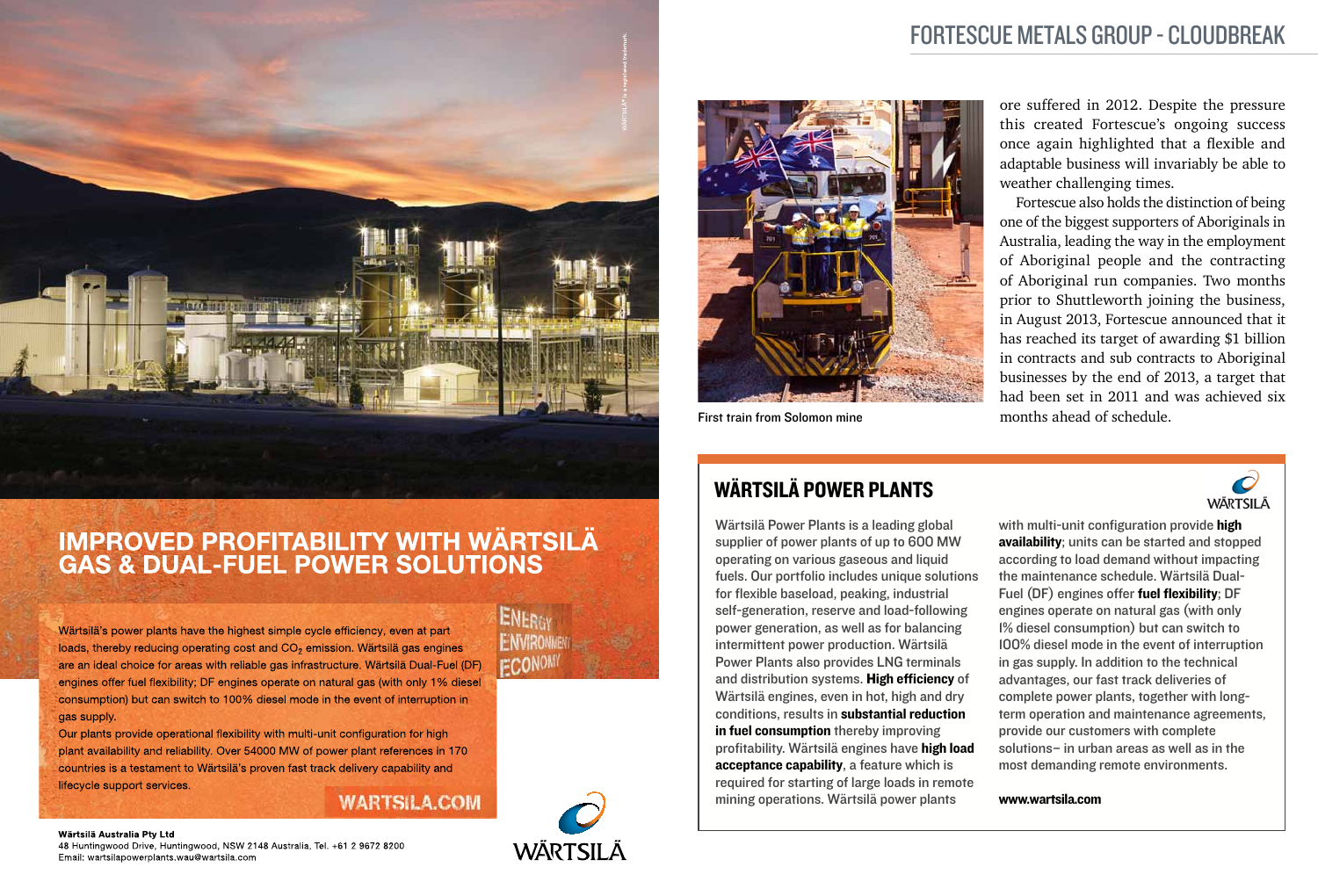# IMPROVED PROFITABILITY WITH WÄRTSILÄ GAS & DUAL-FUEL POWER SOLUTIONS

Wärtsilä's power plants have the highest simple cycle efficiency, even at part loads, thereby reducing operating cost and $CO_2$ emission. Wärtsilä gas engines are an ideal choice for areas with reliable gas infrastructure. Wärtsilä Dual-Fuel (DF) engines offer fuel flexibility; DF engines operate on natural gas (with only 1% diesel consumption) but can switch to 100% diesel mode in the event of interruption in gas supply.

Our plants provide operational flexibility with multi-unit configuration for high plant availability and reliability. Over 54000 MW of power plant references in 170 countries is a testament to Wärtsilä's proven fast track delivery capability and lifecycle support services.

ENERGY ENVIRONMENT ECONOMY

WARTSILA.COM

**Wärtsilä Australia Pty Ltd**
48 Huntingwood Drive, Huntingwood, NSW 2148 Australia, Tel. +61 2 9672 8200
Email: wartsilapowerplants.wau@wartsila.com

WÄRTSILÄ

First train from Solomon mine

ore suffered in 2012. Despite the pressure this created Fortescue's ongoing success once again highlighted that a flexible and adaptable business will invariably be able to weather challenging times.

Fortescue also holds the distinction of being one of the biggest supporters of Aboriginals in Australia, leading the way in the employment of Aboriginal people and the contracting of Aboriginal run companies. Two months prior to Shuttleworth joining the business, in August 2013, Fortescue announced that it has reached its target of awarding $1 billion in contracts and sub contracts to Aboriginal businesses by the end of 2013, a target that had been set in 2011 and was achieved six months ahead of schedule.

## WÄRTSILÄ POWER PLANTS

Wärtsilä Power Plants is a leading global supplier of power plants of up to 600 MW operating on various gaseous and liquid fuels. Our portfolio includes unique solutions for flexible baseload, peaking, industrial self-generation, reserve and load-following power generation, as well as for balancing intermittent power production. Wärtsilä Power Plants also provides LNG terminals and distribution systems. **High efficiency** of Wärtsilä engines, even in hot, high and dry conditions, results in **substantial reduction in fuel consumption** thereby improving profitability. Wärtsilä engines have **high load acceptance capability**, a feature which is required for starting of large loads in remote mining operations. Wärtsilä power plants with multi-unit configuration provide **high availability**; units can be started and stopped according to load demand without impacting the maintenance schedule. Wärtsilä Dual-Fuel (DF) engines offer **fuel flexibility**; DF engines operate on natural gas (with only 1% diesel consumption) but can switch to 100% diesel mode in the event of interruption in gas supply. In addition to the technical advantages, our fast track deliveries of complete power plants, together with long-term operation and maintenance agreements, provide our customers with complete solutions– in urban areas as well as in the most demanding remote environments.

**www.wartsila.com**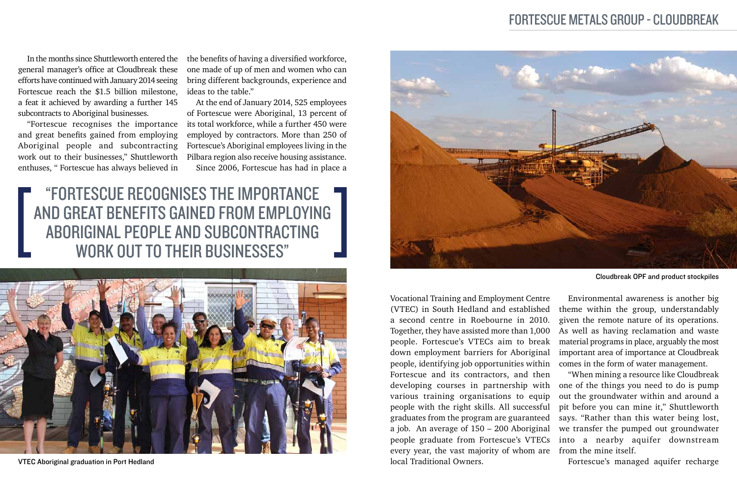In the months since Shuttleworth entered the general manager's office at Cloudbreak these efforts have continued with January 2014 seeing Fortescue reach the $1.5 billion milestone, a feat it achieved by awarding a further 145 subcontracts to Aboriginal businesses.

"Fortescue recognises the importance and great benefits gained from employing Aboriginal people and subcontracting work out to their businesses," Shuttleworth enthuses, " Fortescue has always believed in the benefits of having a diversified workforce, one made of up of men and women who can bring different backgrounds, experience and ideas to the table."

At the end of January 2014, 525 employees of Fortescue were Aboriginal, 13 percent of its total workforce, while a further 450 were employed by contractors. More than 250 of Fortescue's Aboriginal employees living in the Pilbara region also receive housing assistance.

Since 2006, Fortescue has had in place a Vocational Training and Employment Centre (VTEC) in South Hedland and established a second centre in Roebourne in 2010. Together, they have assisted more than 1,000 people. Fortescue's VTECs aim to break down employment barriers for Aboriginal people, identifying job opportunities within Fortescue and its contractors, and then developing courses in partnership with various training organisations to equip people with the right skills. All successful graduates from the program are guaranteed a job. An average of 150 – 200 Aboriginal people graduate from Fortescue's VTECs every year, the vast majority of whom are local Traditional Owners.

> "FORTESCUE RECOGNISES THE IMPORTANCE AND GREAT BENEFITS GAINED FROM EMPLOYING ABORIGINAL PEOPLE AND SUBCONTRACTING WORK OUT TO THEIR BUSINESSES"

VTEC Aboriginal graduation in Port Hedland

Cloudbreak OPF and product stockpiles

Environmental awareness is another big theme within the group, understandably given the remote nature of its operations. As well as having reclamation and waste material programs in place, arguably the most important area of importance at Cloudbreak comes in the form of water management.

"When mining a resource like Cloudbreak one of the things you need to do is pump out the groundwater within and around a pit before you can mine it," Shuttleworth says. "Rather than this water being lost, we transfer the pumped out groundwater into a nearby aquifer downstream from the mine itself.

Fortescue's managed aquifer recharge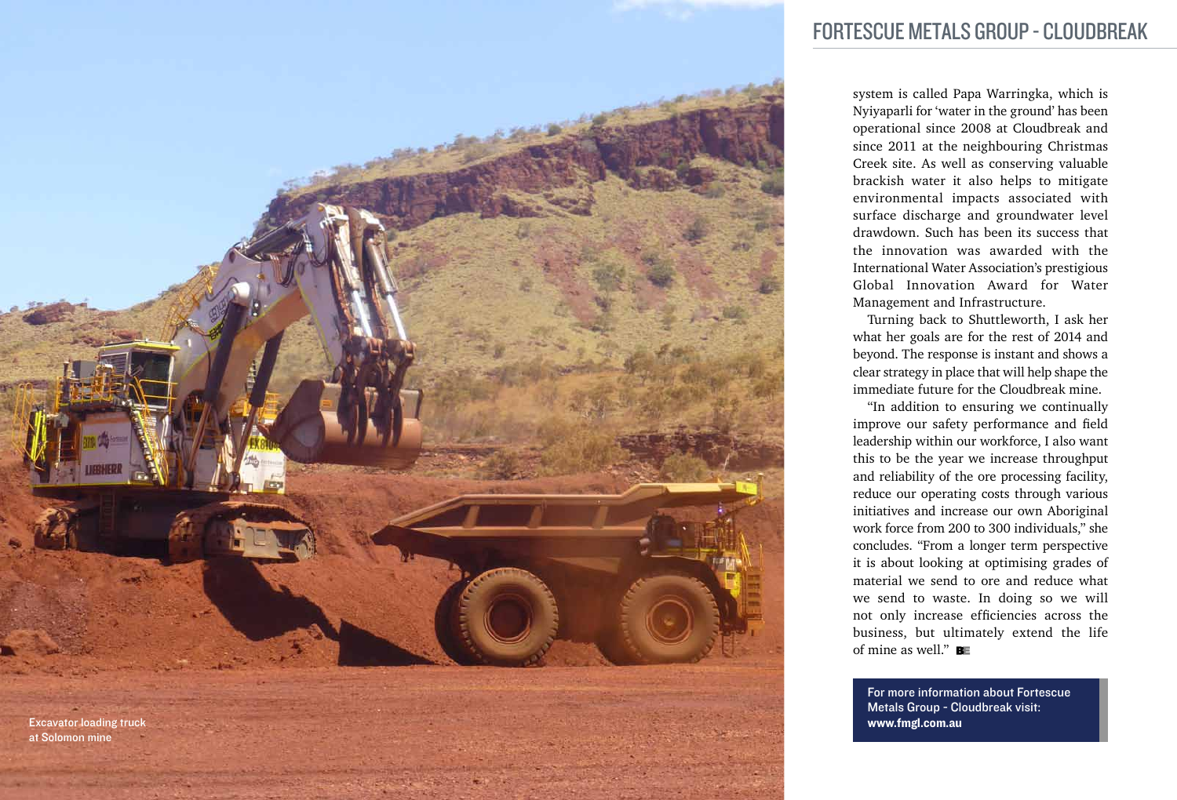system is called Papa Warringka, which is Nyiyaparli for 'water in the ground' has been operational since 2008 at Cloudbreak and since 2011 at the neighbouring Christmas Creek site. As well as conserving valuable brackish water it also helps to mitigate environmental impacts associated with surface discharge and groundwater level drawdown. Such has been its success that the innovation was awarded with the International Water Association's prestigious Global Innovation Award for Water Management and Infrastructure.

Turning back to Shuttleworth, I ask her what her goals are for the rest of 2014 and beyond. The response is instant and shows a clear strategy in place that will help shape the immediate future for the Cloudbreak mine.

"In addition to ensuring we continually improve our safety performance and field leadership within our workforce, I also want this to be the year we increase throughput and reliability of the ore processing facility, reduce our operating costs through various initiatives and increase our own Aboriginal work force from 200 to 300 individuals," she concludes. "From a longer term perspective it is about looking at optimising grades of material we send to ore and reduce what we send to waste. In doing so we will not only increase efficiencies across the business, but ultimately extend the life of mine as well."

Excavator loading truck at Solomon mine

**For more information about Fortescue Metals Group - Cloudbreak visit: www.fmgl.com.au**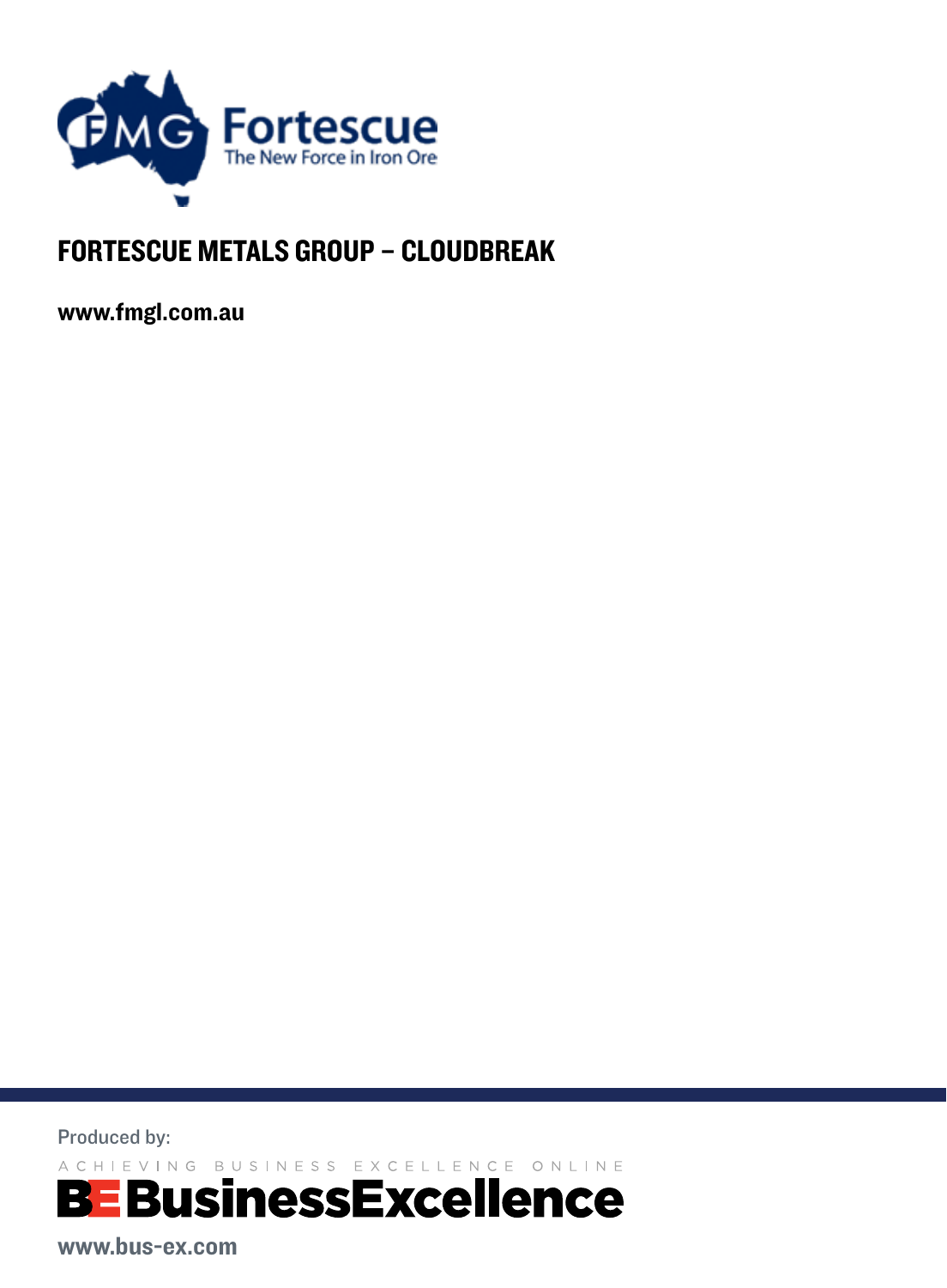Fortescue

The New Force in Iron Ore

# FORTESCUE METALS GROUP – CLOUDBREAK

**www.fmgl.com.au**

Produced by:

ACHIEVING BUSINESS EXCELLENCE ONLINE

BE BusinessExcellence

**www.bus-ex.com**